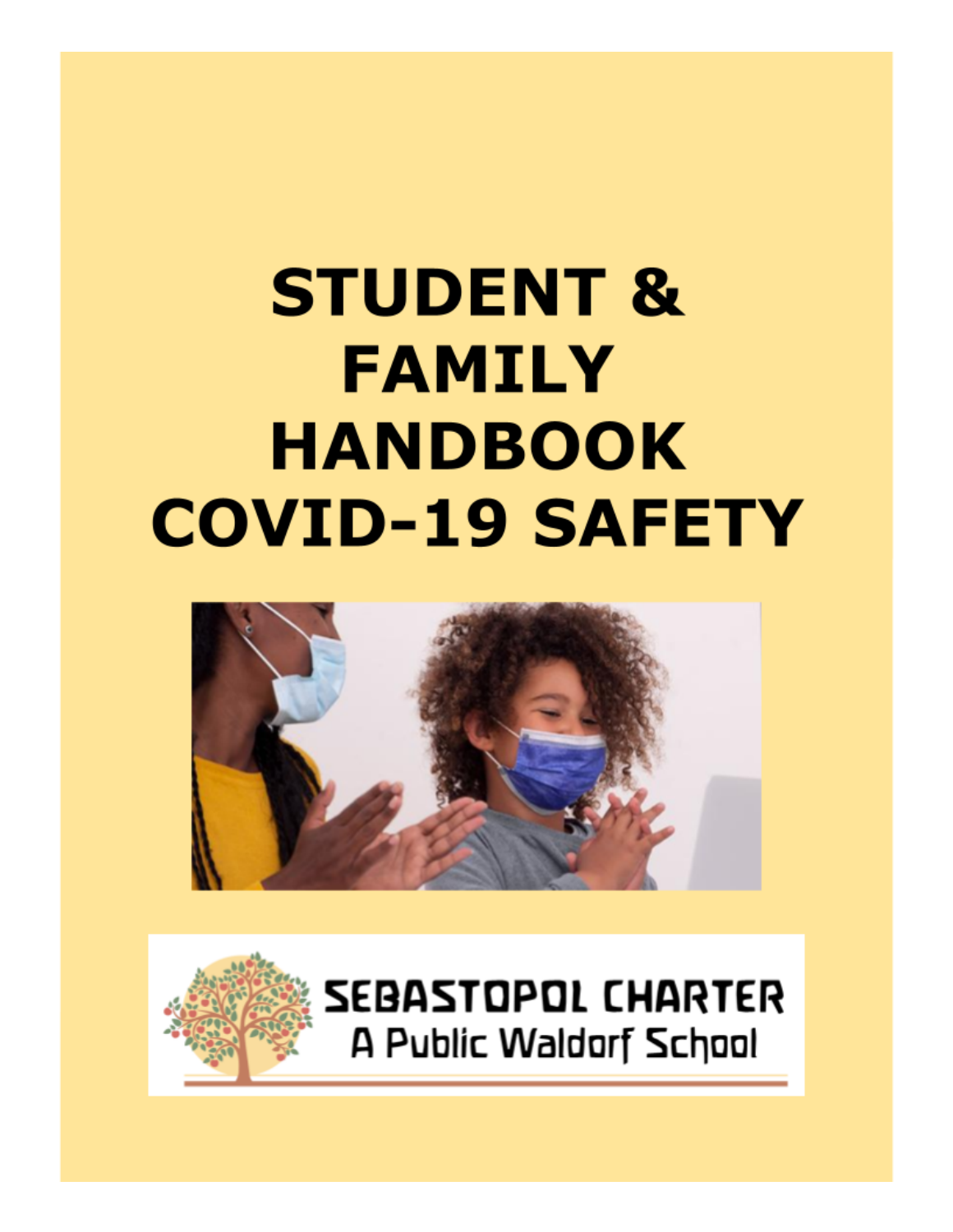# STUDENT & FAMILY HANDBOOK COVID-19 SAFETY

SEBASTOPOL CHARTER

A Public Waldorf School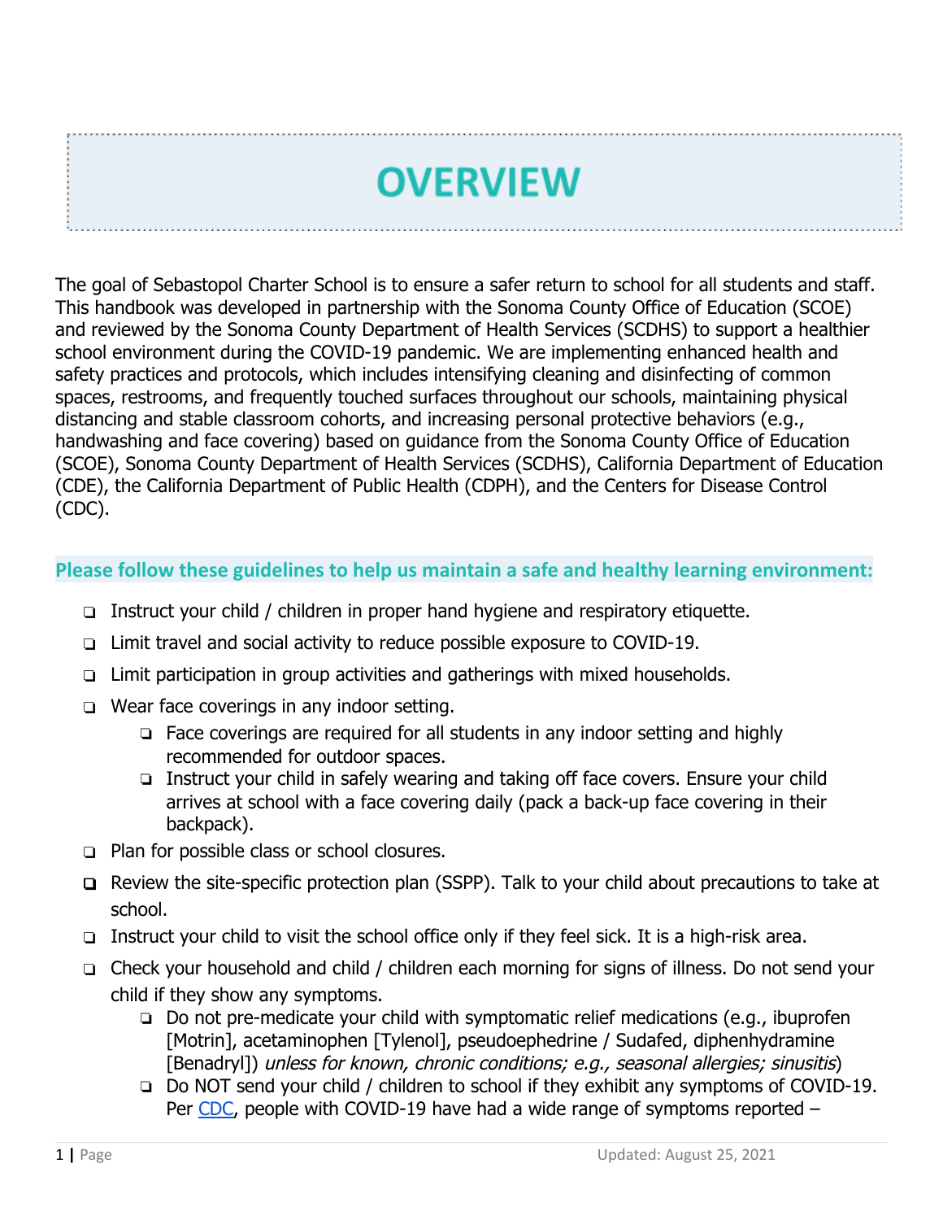# OVERVIEW

The goal of Sebastopol Charter School is to ensure a safer return to school for all students and staff. This handbook was developed in partnership with the Sonoma County Office of Education (SCOE) and reviewed by the Sonoma County Department of Health Services (SCDHS) to support a healthier school environment during the COVID-19 pandemic. We are implementing enhanced health and safety practices and protocols, which includes intensifying cleaning and disinfecting of common spaces, restrooms, and frequently touched surfaces throughout our schools, maintaining physical distancing and stable classroom cohorts, and increasing personal protective behaviors (e.g., handwashing and face covering) based on guidance from the Sonoma County Office of Education (SCOE), Sonoma County Department of Health Services (SCDHS), California Department of Education (CDE), the California Department of Public Health (CDPH), and the Centers for Disease Control (CDC).

## Please follow these guidelines to help us maintain a safe and healthy learning environment:

- ❑ Instruct your child / children in proper hand hygiene and respiratory etiquette.
- ❑ Limit travel and social activity to reduce possible exposure to COVID-19.
- ❑ Limit participation in group activities and gatherings with mixed households.
- ❑ Wear face coverings in any indoor setting.
  - ❑ Face coverings are required for all students in any indoor setting and highly recommended for outdoor spaces.
  - ❑ Instruct your child in safely wearing and taking off face covers. Ensure your child arrives at school with a face covering daily (pack a back-up face covering in their backpack).
- ❑ Plan for possible class or school closures.
- ❑ Review the site-specific protection plan (SSPP). Talk to your child about precautions to take at school.
- ❑ Instruct your child to visit the school office only if they feel sick. It is a high-risk area.
- ❑ Check your household and child / children each morning for signs of illness. Do not send your child if they show any symptoms.
  - ❑ Do not pre-medicate your child with symptomatic relief medications (e.g., ibuprofen [Motrin], acetaminophen [Tylenol], pseudoephedrine / Sudafed, diphenhydramine [Benadryl]) *unless for known, chronic conditions; e.g., seasonal allergies; sinusitis*)
  - ❑ Do NOT send your child / children to school if they exhibit any symptoms of COVID-19. Per CDC, people with COVID-19 have had a wide range of symptoms reported –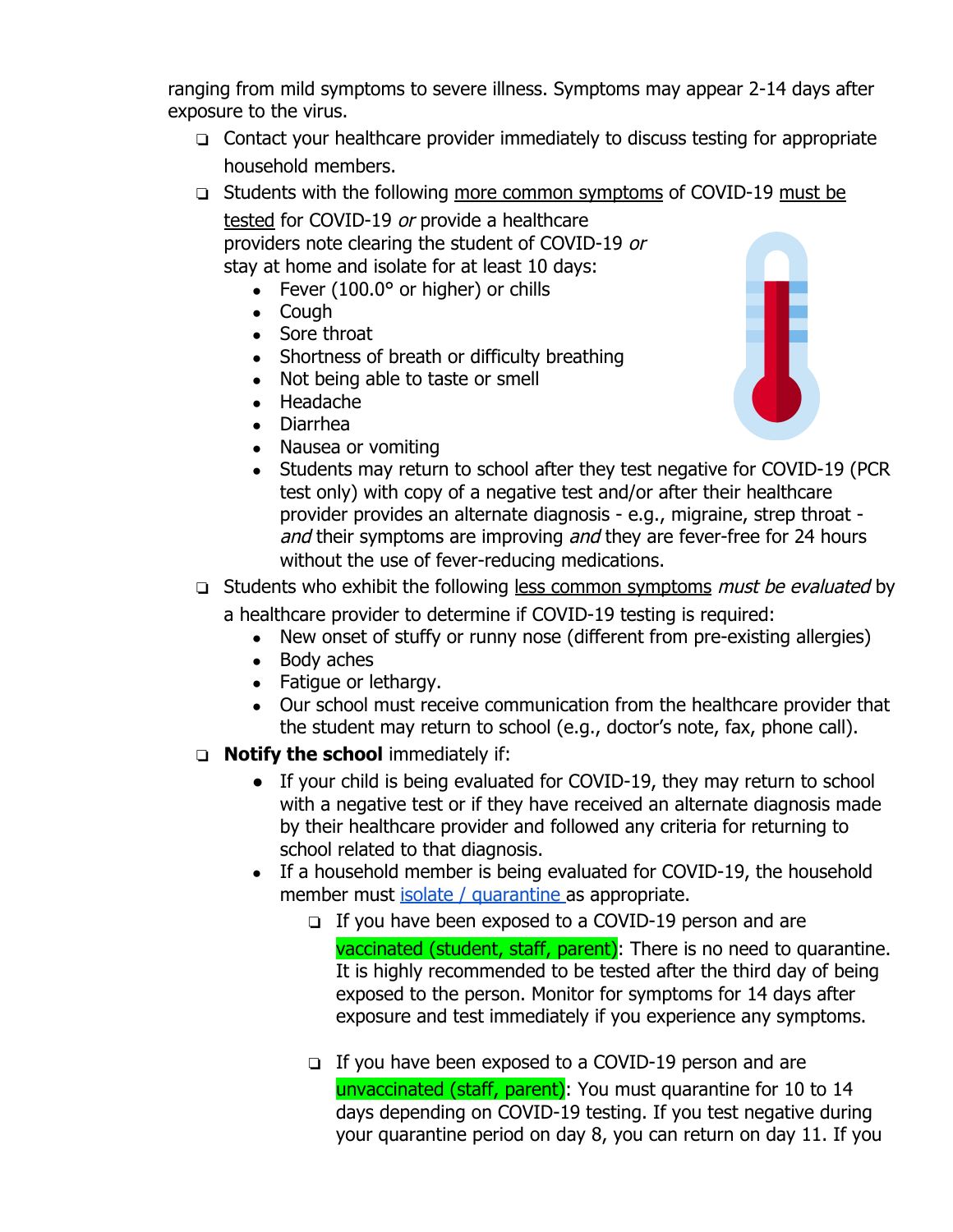ranging from mild symptoms to severe illness. Symptoms may appear 2-14 days after exposure to the virus.

- ❑ Contact your healthcare provider immediately to discuss testing for appropriate household members.
- ❑ Students with the following more common symptoms of COVID-19 must be tested for COVID-19 *or* provide a healthcare providers note clearing the student of COVID-19 *or* stay at home and isolate for at least 10 days:
  - Fever (100.0° or higher) or chills
  - Cough
  - Sore throat
  - Shortness of breath or difficulty breathing
  - Not being able to taste or smell
  - Headache
  - Diarrhea
  - Nausea or vomiting
  - Students may return to school after they test negative for COVID-19 (PCR test only) with copy of a negative test and/or after their healthcare provider provides an alternate diagnosis - e.g., migraine, strep throat - *and* their symptoms are improving *and* they are fever-free for 24 hours without the use of fever-reducing medications.
- ❑ Students who exhibit the following less common symptoms *must be evaluated* by a healthcare provider to determine if COVID-19 testing is required:
  - New onset of stuffy or runny nose (different from pre-existing allergies)
  - Body aches
  - Fatigue or lethargy.
  - Our school must receive communication from the healthcare provider that the student may return to school (e.g., doctor's note, fax, phone call).
- ❑ **Notify the school** immediately if:
  - If your child is being evaluated for COVID-19, they may return to school with a negative test or if they have received an alternate diagnosis made by their healthcare provider and followed any criteria for returning to school related to that diagnosis.
  - If a household member is being evaluated for COVID-19, the household member must isolate / quarantine as appropriate.
    - ❑ If you have been exposed to a COVID-19 person and are vaccinated (student, staff, parent): There is no need to quarantine. It is highly recommended to be tested after the third day of being exposed to the person. Monitor for symptoms for 14 days after exposure and test immediately if you experience any symptoms.
    - ❑ If you have been exposed to a COVID-19 person and are unvaccinated (staff, parent): You must quarantine for 10 to 14 days depending on COVID-19 testing. If you test negative during your quarantine period on day 8, you can return on day 11. If you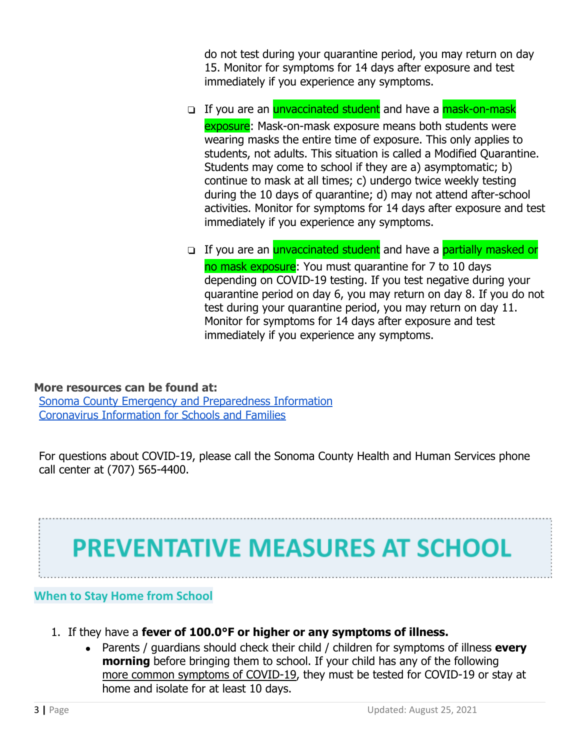do not test during your quarantine period, you may return on day 15. Monitor for symptoms for 14 days after exposure and test immediately if you experience any symptoms.

- If you are an unvaccinated student and have a mask-on-mask exposure: Mask-on-mask exposure means both students were wearing masks the entire time of exposure. This only applies to students, not adults. This situation is called a Modified Quarantine. Students may come to school if they are a) asymptomatic; b) continue to mask at all times; c) undergo twice weekly testing during the 10 days of quarantine; d) may not attend after-school activities. Monitor for symptoms for 14 days after exposure and test immediately if you experience any symptoms.

- If you are an unvaccinated student and have a partially masked or no mask exposure: You must quarantine for 7 to 10 days depending on COVID-19 testing. If you test negative during your quarantine period on day 6, you may return on day 8. If you do not test during your quarantine period, you may return on day 11. Monitor for symptoms for 14 days after exposure and test immediately if you experience any symptoms.

**More resources can be found at:**
Sonoma County Emergency and Preparedness Information
Coronavirus Information for Schools and Families

For questions about COVID-19, please call the Sonoma County Health and Human Services phone call center at (707) 565-4400.

# PREVENTATIVE MEASURES AT SCHOOL

## When to Stay Home from School

1. If they have a **fever of 100.0°F or higher or any symptoms of illness.**
    - Parents / guardians should check their child / children for symptoms of illness **every morning** before bringing them to school. If your child has any of the following more common symptoms of COVID-19, they must be tested for COVID-19 or stay at home and isolate for at least 10 days.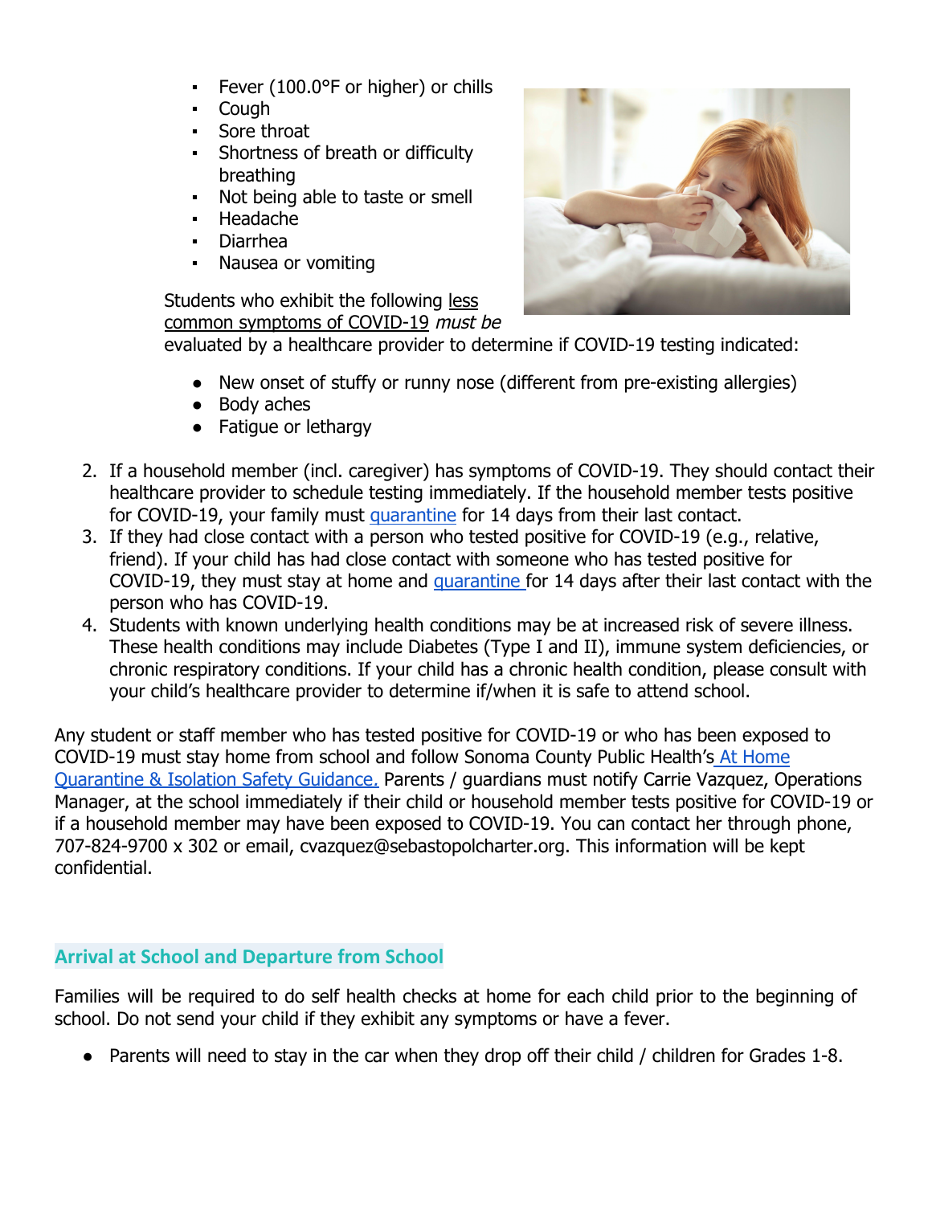- Fever (100.0°F or higher) or chills
- Cough
- Sore throat
- Shortness of breath or difficulty breathing
- Not being able to taste or smell
- Headache
- Diarrhea
- Nausea or vomiting

Students who exhibit the following less common symptoms of COVID-19 *must be* evaluated by a healthcare provider to determine if COVID-19 testing indicated:

- New onset of stuffy or runny nose (different from pre-existing allergies)
- Body aches
- Fatigue or lethargy

2. If a household member (incl. caregiver) has symptoms of COVID-19. They should contact their healthcare provider to schedule testing immediately. If the household member tests positive for COVID-19, your family must quarantine for 14 days from their last contact.
3. If they had close contact with a person who tested positive for COVID-19 (e.g., relative, friend). If your child has had close contact with someone who has tested positive for COVID-19, they must stay at home and quarantine for 14 days after their last contact with the person who has COVID-19.
4. Students with known underlying health conditions may be at increased risk of severe illness. These health conditions may include Diabetes (Type I and II), immune system deficiencies, or chronic respiratory conditions. If your child has a chronic health condition, please consult with your child's healthcare provider to determine if/when it is safe to attend school.

Any student or staff member who has tested positive for COVID-19 or who has been exposed to COVID-19 must stay home from school and follow Sonoma County Public Health's At Home Quarantine & Isolation Safety Guidance. Parents / guardians must notify Carrie Vazquez, Operations Manager, at the school immediately if their child or household member tests positive for COVID-19 or if a household member may have been exposed to COVID-19. You can contact her through phone, 707-824-9700 x 302 or email, cvazquez@sebastopolcharter.org. This information will be kept confidential.

## Arrival at School and Departure from School

Families will be required to do self health checks at home for each child prior to the beginning of school. Do not send your child if they exhibit any symptoms or have a fever.

- Parents will need to stay in the car when they drop off their child / children for Grades 1-8.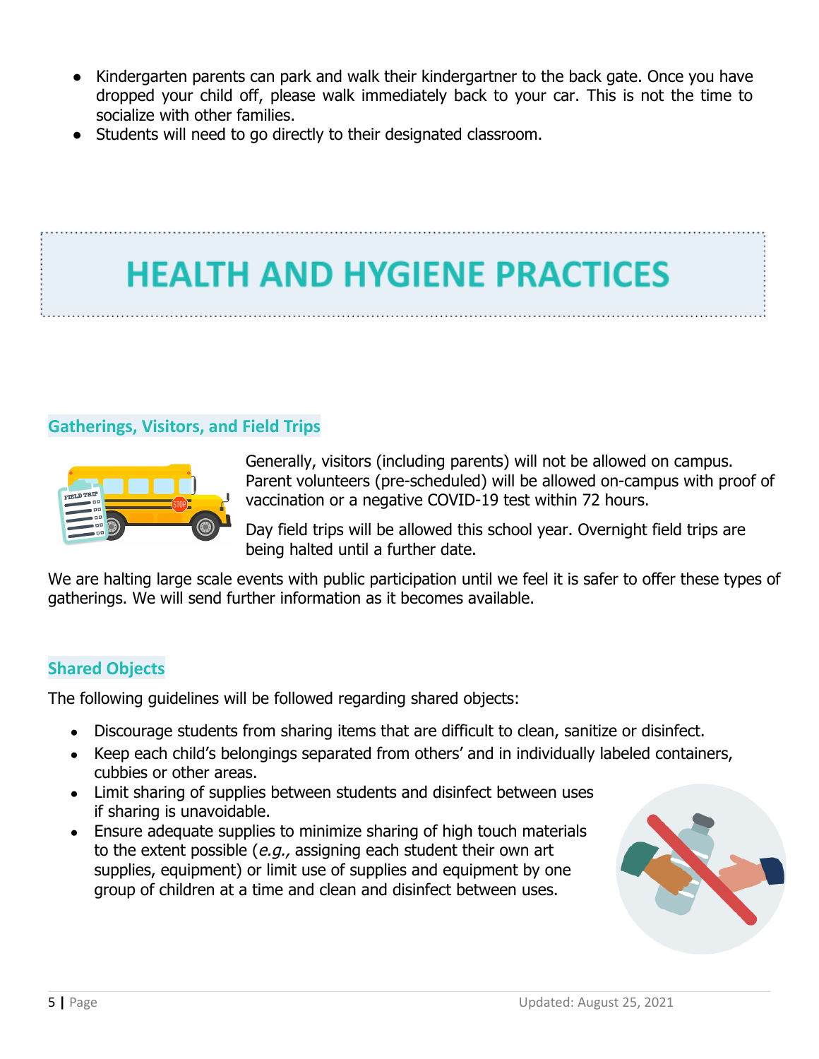- Kindergarten parents can park and walk their kindergartner to the back gate. Once you have dropped your child off, please walk immediately back to your car. This is not the time to socialize with other families.
- Students will need to go directly to their designated classroom.

# HEALTH AND HYGIENE PRACTICES

### Gatherings, Visitors, and Field Trips

Generally, visitors (including parents) will not be allowed on campus. Parent volunteers (pre-scheduled) will be allowed on-campus with proof of vaccination or a negative COVID-19 test within 72 hours.

Day field trips will be allowed this school year. Overnight field trips are being halted until a further date.

We are halting large scale events with public participation until we feel it is safer to offer these types of gatherings. We will send further information as it becomes available.

### Shared Objects

The following guidelines will be followed regarding shared objects:

- Discourage students from sharing items that are difficult to clean, sanitize or disinfect.
- Keep each child's belongings separated from others' and in individually labeled containers, cubbies or other areas.
- Limit sharing of supplies between students and disinfect between uses if sharing is unavoidable.
- Ensure adequate supplies to minimize sharing of high touch materials to the extent possible (*e.g.,* assigning each student their own art supplies, equipment) or limit use of supplies and equipment by one group of children at a time and clean and disinfect between uses.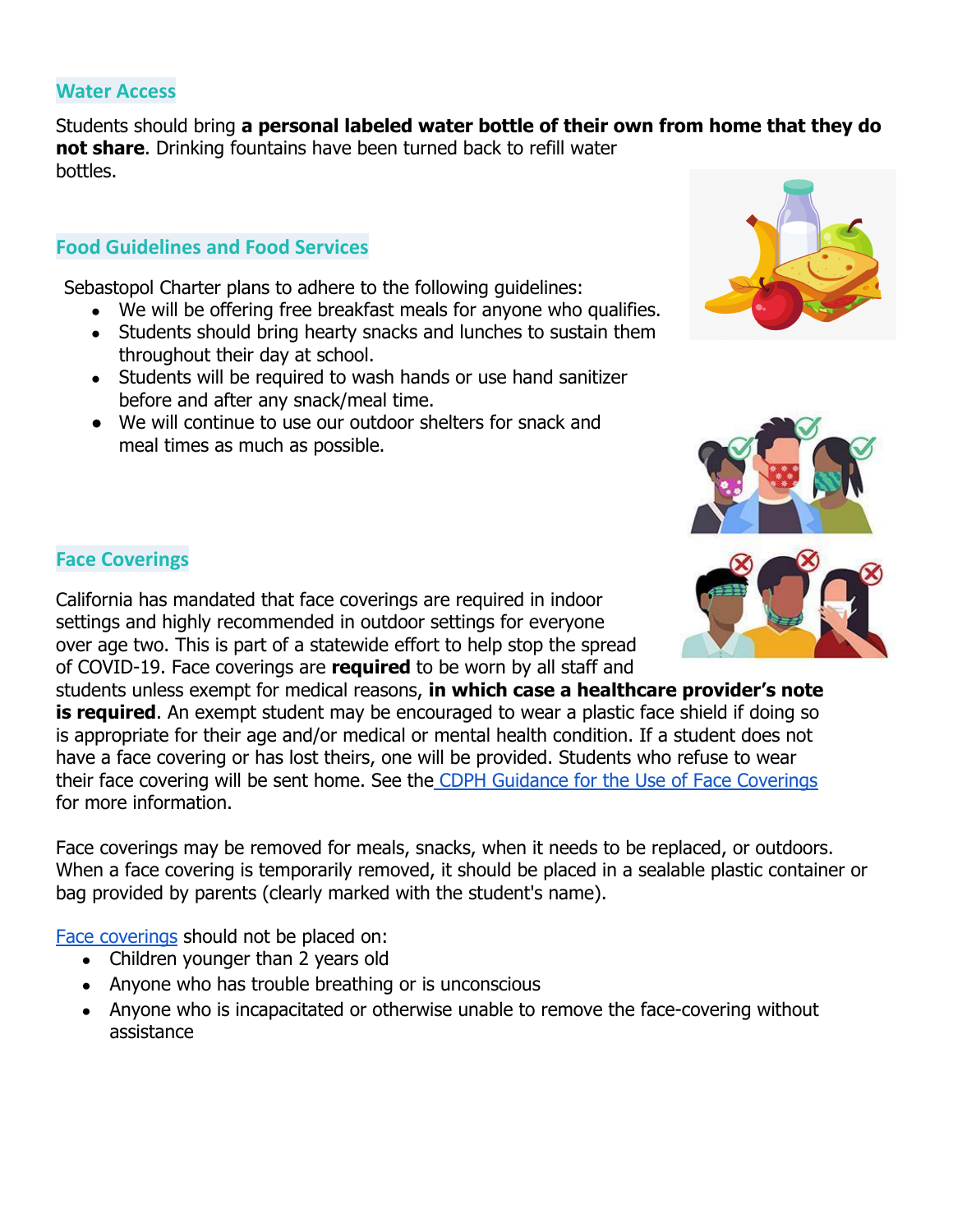## Water Access

Students should bring **a personal labeled water bottle of their own from home that they do not share**. Drinking fountains have been turned back to refill water bottles.

## Food Guidelines and Food Services

Sebastopol Charter plans to adhere to the following guidelines:

- We will be offering free breakfast meals for anyone who qualifies.
- Students should bring hearty snacks and lunches to sustain them throughout their day at school.
- Students will be required to wash hands or use hand sanitizer before and after any snack/meal time.
- We will continue to use our outdoor shelters for snack and meal times as much as possible.

## Face Coverings

California has mandated that face coverings are required in indoor settings and highly recommended in outdoor settings for everyone over age two. This is part of a statewide effort to help stop the spread of COVID-19. Face coverings are **required** to be worn by all staff and students unless exempt for medical reasons, **in which case a healthcare provider's note is required**. An exempt student may be encouraged to wear a plastic face shield if doing so is appropriate for their age and/or medical or mental health condition. If a student does not have a face covering or has lost theirs, one will be provided. Students who refuse to wear their face covering will be sent home. See the CDPH Guidance for the Use of Face Coverings for more information.

Face coverings may be removed for meals, snacks, when it needs to be replaced, or outdoors. When a face covering is temporarily removed, it should be placed in a sealable plastic container or bag provided by parents (clearly marked with the student's name).

Face coverings should not be placed on:

- Children younger than 2 years old
- Anyone who has trouble breathing or is unconscious
- Anyone who is incapacitated or otherwise unable to remove the face-covering without assistance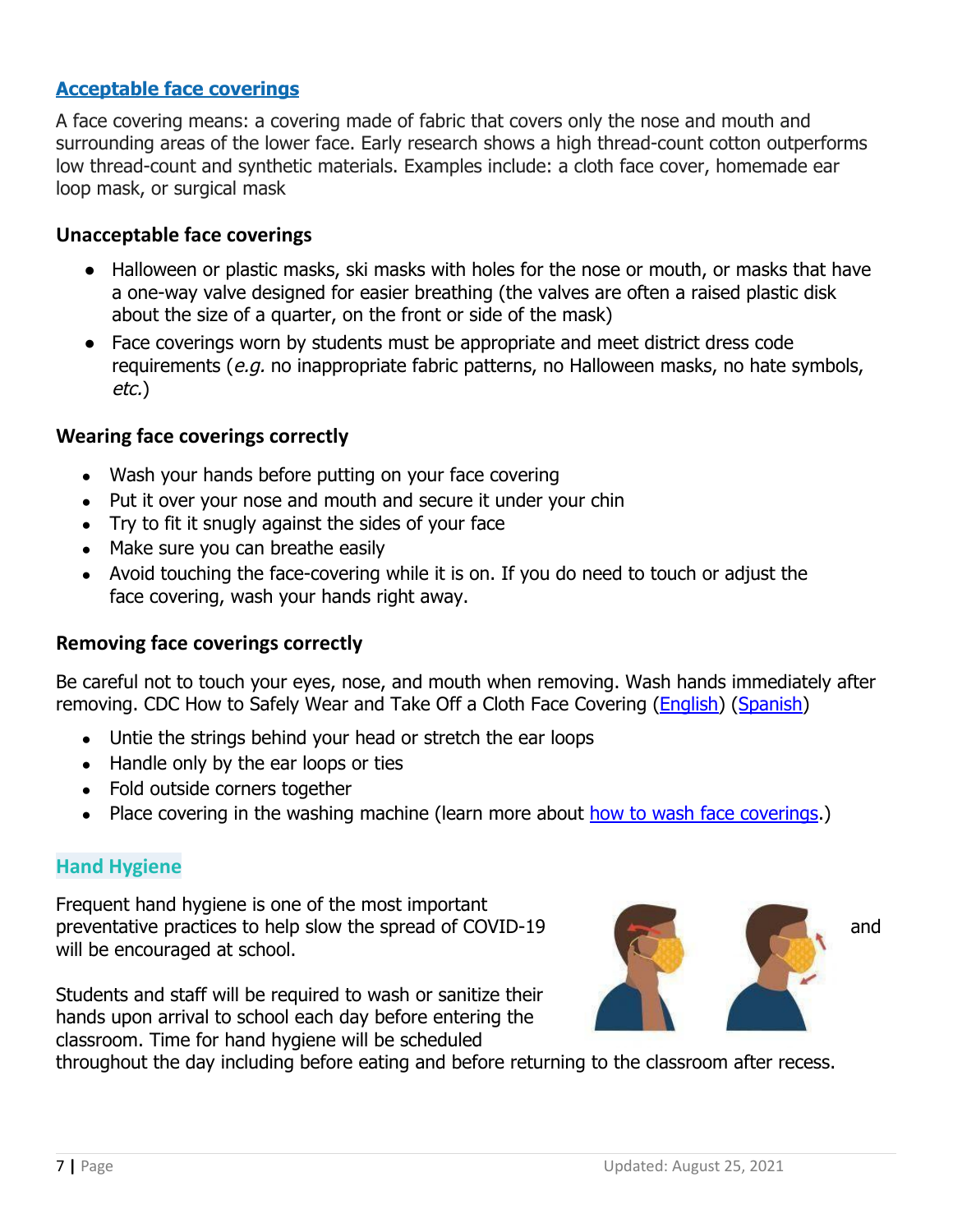## [Acceptable face coverings]()

A face covering means: a covering made of fabric that covers only the nose and mouth and surrounding areas of the lower face. Early research shows a high thread-count cotton outperforms low thread-count and synthetic materials. Examples include: a cloth face cover, homemade ear loop mask, or surgical mask

### Unacceptable face coverings

- Halloween or plastic masks, ski masks with holes for the nose or mouth, or masks that have a one-way valve designed for easier breathing (the valves are often a raised plastic disk about the size of a quarter, on the front or side of the mask)
- Face coverings worn by students must be appropriate and meet district dress code requirements (*e.g.* no inappropriate fabric patterns, no Halloween masks, no hate symbols, *etc.*)

### Wearing face coverings correctly

- Wash your hands before putting on your face covering
- Put it over your nose and mouth and secure it under your chin
- Try to fit it snugly against the sides of your face
- Make sure you can breathe easily
- Avoid touching the face-covering while it is on. If you do need to touch or adjust the face covering, wash your hands right away.

### Removing face coverings correctly

Be careful not to touch your eyes, nose, and mouth when removing. Wash hands immediately after removing. CDC How to Safely Wear and Take Off a Cloth Face Covering ([English]()) ([Spanish]())

- Untie the strings behind your head or stretch the ear loops
- Handle only by the ear loops or ties
- Fold outside corners together
- Place covering in the washing machine (learn more about [how to wash face coverings]().)

## Hand Hygiene

Frequent hand hygiene is one of the most important preventative practices to help slow the spread of COVID-19 and will be encouraged at school.

Students and staff will be required to wash or sanitize their hands upon arrival to school each day before entering the classroom. Time for hand hygiene will be scheduled throughout the day including before eating and before returning to the classroom after recess.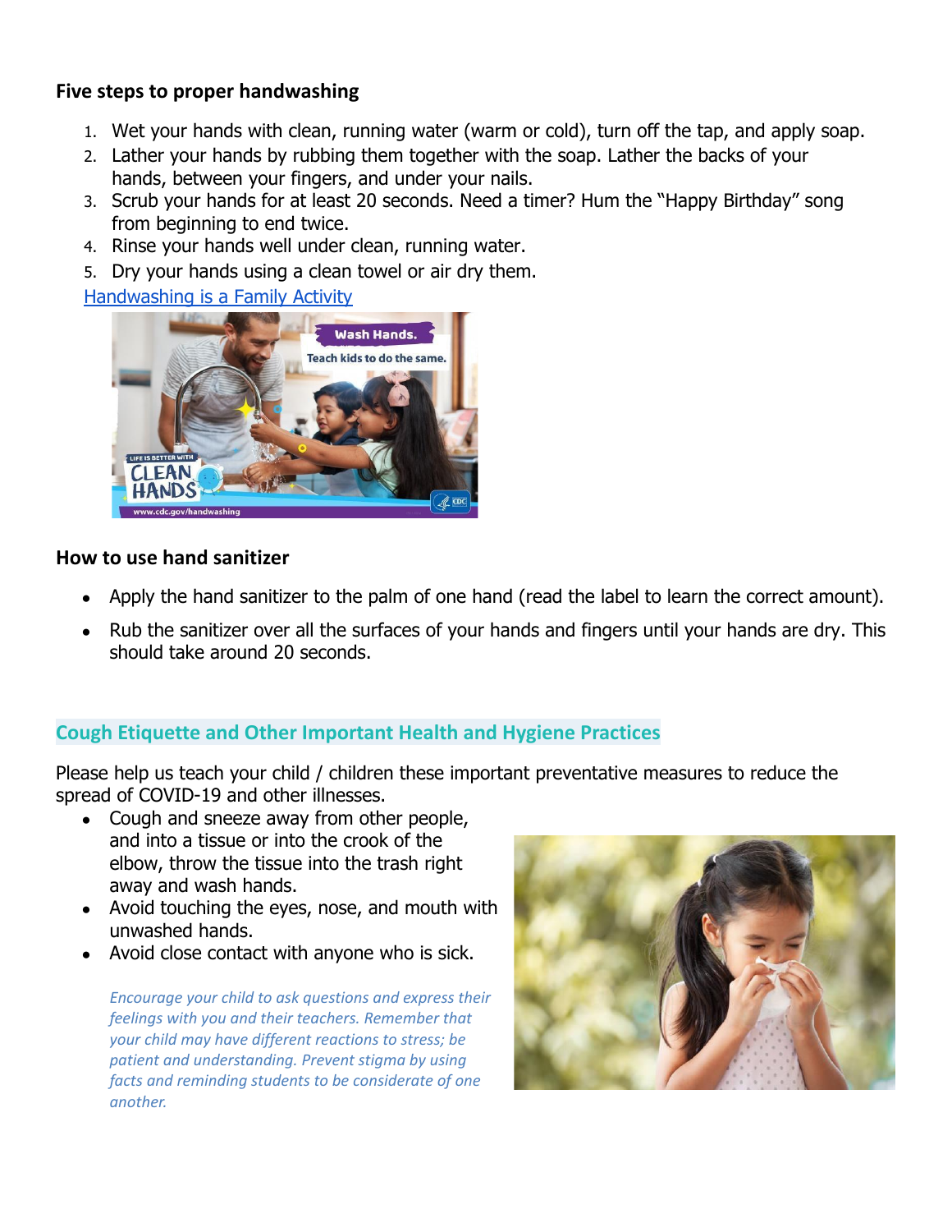### Five steps to proper handwashing

1. Wet your hands with clean, running water (warm or cold), turn off the tap, and apply soap.
2. Lather your hands by rubbing them together with the soap. Lather the backs of your hands, between your fingers, and under your nails.
3. Scrub your hands for at least 20 seconds. Need a timer? Hum the "Happy Birthday" song from beginning to end twice.
4. Rinse your hands well under clean, running water.
5. Dry your hands using a clean towel or air dry them.

[Handwashing is a Family Activity]

### How to use hand sanitizer

- Apply the hand sanitizer to the palm of one hand (read the label to learn the correct amount).
- Rub the sanitizer over all the surfaces of your hands and fingers until your hands are dry. This should take around 20 seconds.

## Cough Etiquette and Other Important Health and Hygiene Practices

Please help us teach your child / children these important preventative measures to reduce the spread of COVID-19 and other illnesses.

- Cough and sneeze away from other people, and into a tissue or into the crook of the elbow, throw the tissue into the trash right away and wash hands.
- Avoid touching the eyes, nose, and mouth with unwashed hands.
- Avoid close contact with anyone who is sick.

*Encourage your child to ask questions and express their feelings with you and their teachers. Remember that your child may have different reactions to stress; be patient and understanding. Prevent stigma by using facts and reminding students to be considerate of one another.*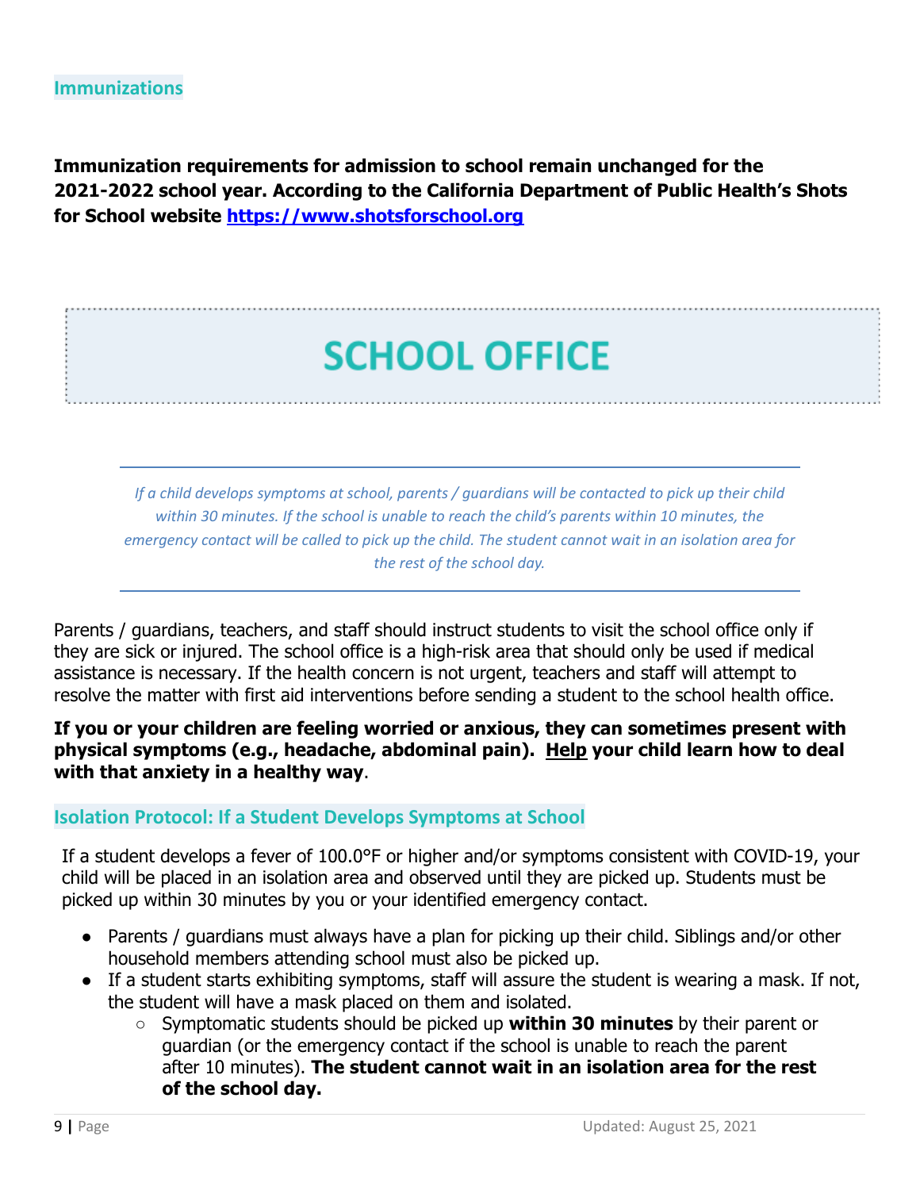## Immunizations

**Immunization requirements for admission to school remain unchanged for the 2021-2022 school year. According to the California Department of Public Health's Shots for School website [https://www.shotsforschool.org](https://www.shotsforschool.org)**

# SCHOOL OFFICE

---

*If a child develops symptoms at school, parents / guardians will be contacted to pick up their child within 30 minutes. If the school is unable to reach the child's parents within 10 minutes, the emergency contact will be called to pick up the child. The student cannot wait in an isolation area for the rest of the school day.*

---

Parents / guardians, teachers, and staff should instruct students to visit the school office only if they are sick or injured. The school office is a high-risk area that should only be used if medical assistance is necessary. If the health concern is not urgent, teachers and staff will attempt to resolve the matter with first aid interventions before sending a student to the school health office.

**If you or your children are feeling worried or anxious, they can sometimes present with physical symptoms (e.g., headache, abdominal pain). Help your child learn how to deal with that anxiety in a healthy way**.

## Isolation Protocol: If a Student Develops Symptoms at School

If a student develops a fever of 100.0°F or higher and/or symptoms consistent with COVID-19, your child will be placed in an isolation area and observed until they are picked up. Students must be picked up within 30 minutes by you or your identified emergency contact.

- Parents / guardians must always have a plan for picking up their child. Siblings and/or other household members attending school must also be picked up.
- If a student starts exhibiting symptoms, staff will assure the student is wearing a mask. If not, the student will have a mask placed on them and isolated.
    - Symptomatic students should be picked up **within 30 minutes** by their parent or guardian (or the emergency contact if the school is unable to reach the parent after 10 minutes). **The student cannot wait in an isolation area for the rest of the school day.**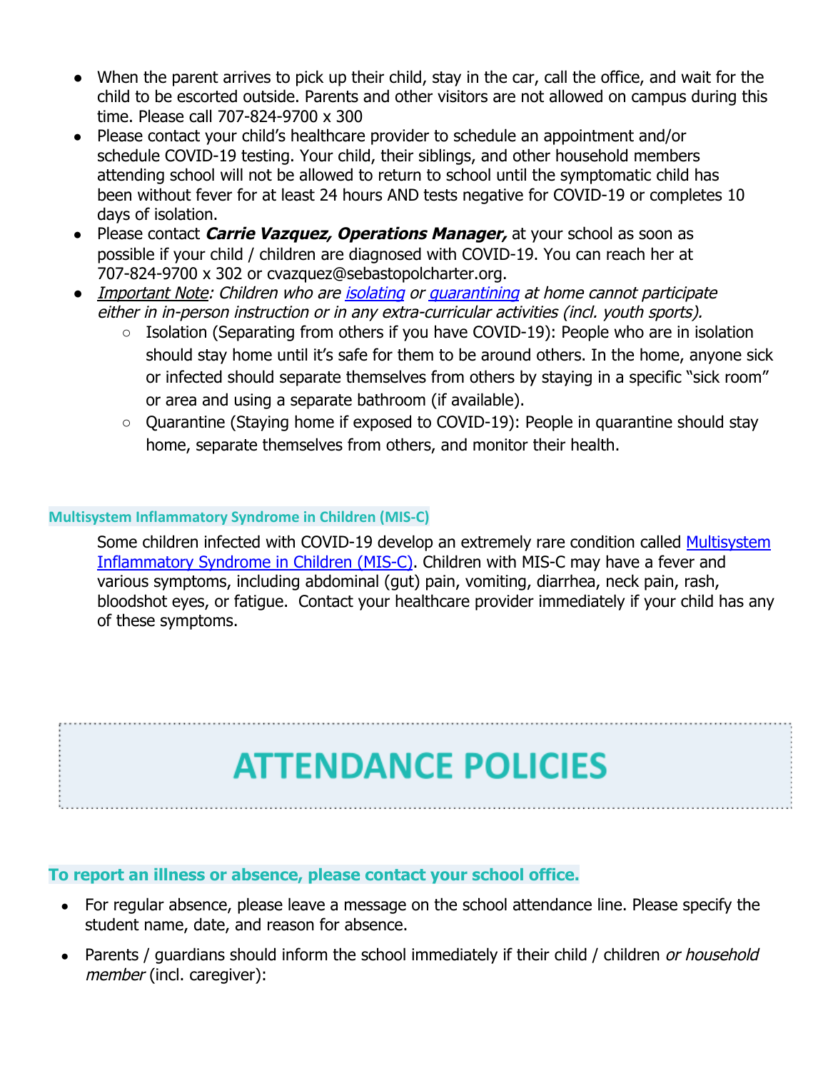- When the parent arrives to pick up their child, stay in the car, call the office, and wait for the child to be escorted outside. Parents and other visitors are not allowed on campus during this time. Please call 707-824-9700 x 300
- Please contact your child's healthcare provider to schedule an appointment and/or schedule COVID-19 testing. Your child, their siblings, and other household members attending school will not be allowed to return to school until the symptomatic child has been without fever for at least 24 hours AND tests negative for COVID-19 or completes 10 days of isolation.
- Please contact ***Carrie Vazquez, Operations Manager,*** at your school as soon as possible if your child / children are diagnosed with COVID-19. You can reach her at 707-824-9700 x 302 or cvazquez@sebastopolcharter.org.
- *Important Note: Children who are isolating or quarantining at home cannot participate either in in-person instruction or in any extra-curricular activities (incl. youth sports).*
    - Isolation (Separating from others if you have COVID-19): People who are in isolation should stay home until it's safe for them to be around others. In the home, anyone sick or infected should separate themselves from others by staying in a specific "sick room" or area and using a separate bathroom (if available).
    - Quarantine (Staying home if exposed to COVID-19): People in quarantine should stay home, separate themselves from others, and monitor their health.

### Multisystem Inflammatory Syndrome in Children (MIS-C)

Some children infected with COVID-19 develop an extremely rare condition called Multisystem Inflammatory Syndrome in Children (MIS-C). Children with MIS-C may have a fever and various symptoms, including abdominal (gut) pain, vomiting, diarrhea, neck pain, rash, bloodshot eyes, or fatigue. Contact your healthcare provider immediately if your child has any of these symptoms.

# ATTENDANCE POLICIES

### To report an illness or absence, please contact your school office.

- For regular absence, please leave a message on the school attendance line. Please specify the student name, date, and reason for absence.
- Parents / guardians should inform the school immediately if their child / children *or household member* (incl. caregiver):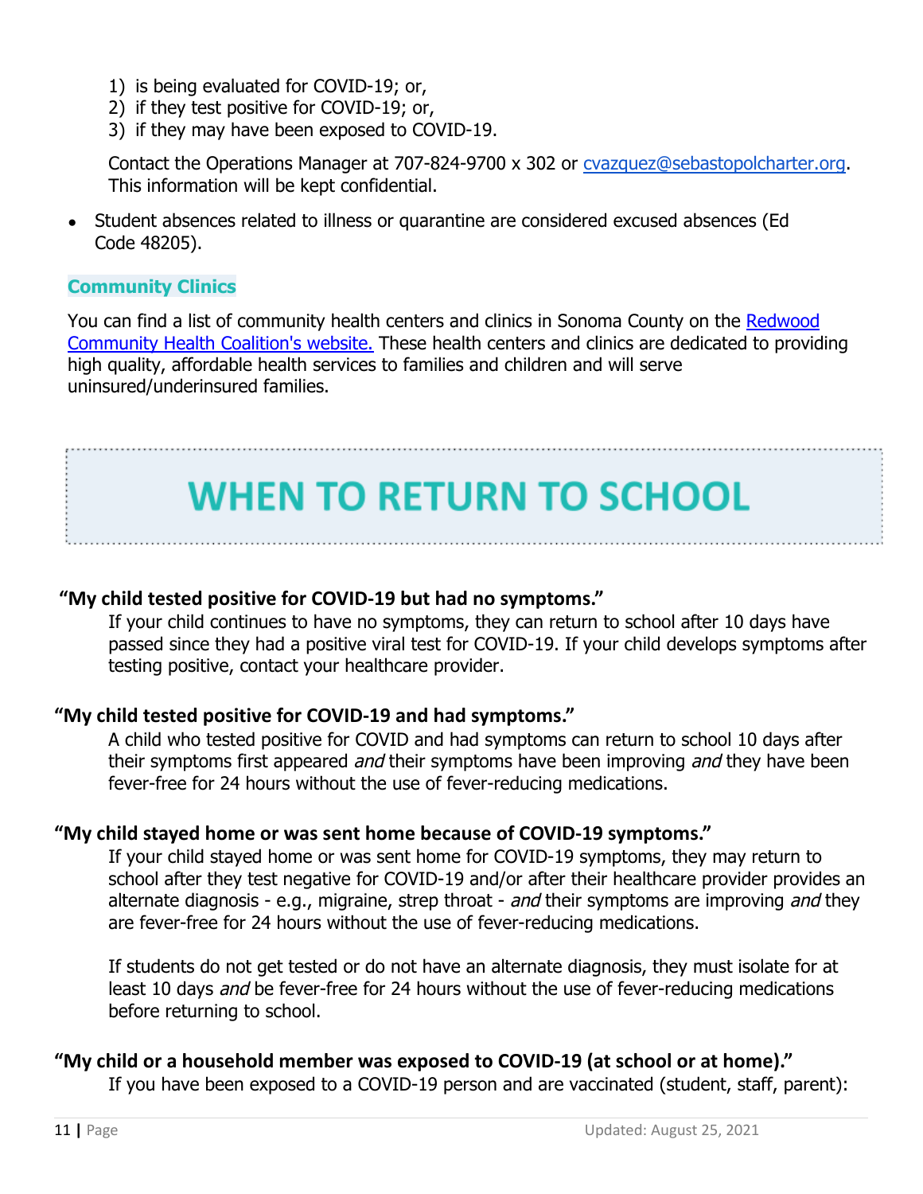1) is being evaluated for COVID-19; or,
2) if they test positive for COVID-19; or,
3) if they may have been exposed to COVID-19.

Contact the Operations Manager at 707-824-9700 x 302 or [cvazquez@sebastopolcharter.org](mailto:cvazquez@sebastopolcharter.org). This information will be kept confidential.

- Student absences related to illness or quarantine are considered excused absences (Ed Code 48205).

### Community Clinics

You can find a list of community health centers and clinics in Sonoma County on the [Redwood Community Health Coalition's website.](#) These health centers and clinics are dedicated to providing high quality, affordable health services to families and children and will serve uninsured/underinsured families.

## WHEN TO RETURN TO SCHOOL

**"My child tested positive for COVID-19 but had no symptoms."**

If your child continues to have no symptoms, they can return to school after 10 days have passed since they had a positive viral test for COVID-19. If your child develops symptoms after testing positive, contact your healthcare provider.

**"My child tested positive for COVID-19 and had symptoms."**

A child who tested positive for COVID and had symptoms can return to school 10 days after their symptoms first appeared *and* their symptoms have been improving *and* they have been fever-free for 24 hours without the use of fever-reducing medications.

**"My child stayed home or was sent home because of COVID-19 symptoms."**

If your child stayed home or was sent home for COVID-19 symptoms, they may return to school after they test negative for COVID-19 and/or after their healthcare provider provides an alternate diagnosis - e.g., migraine, strep throat - *and* their symptoms are improving *and* they are fever-free for 24 hours without the use of fever-reducing medications.

If students do not get tested or do not have an alternate diagnosis, they must isolate for at least 10 days *and* be fever-free for 24 hours without the use of fever-reducing medications before returning to school.

**"My child or a household member was exposed to COVID-19 (at school or at home)."**

If you have been exposed to a COVID-19 person and are vaccinated (student, staff, parent):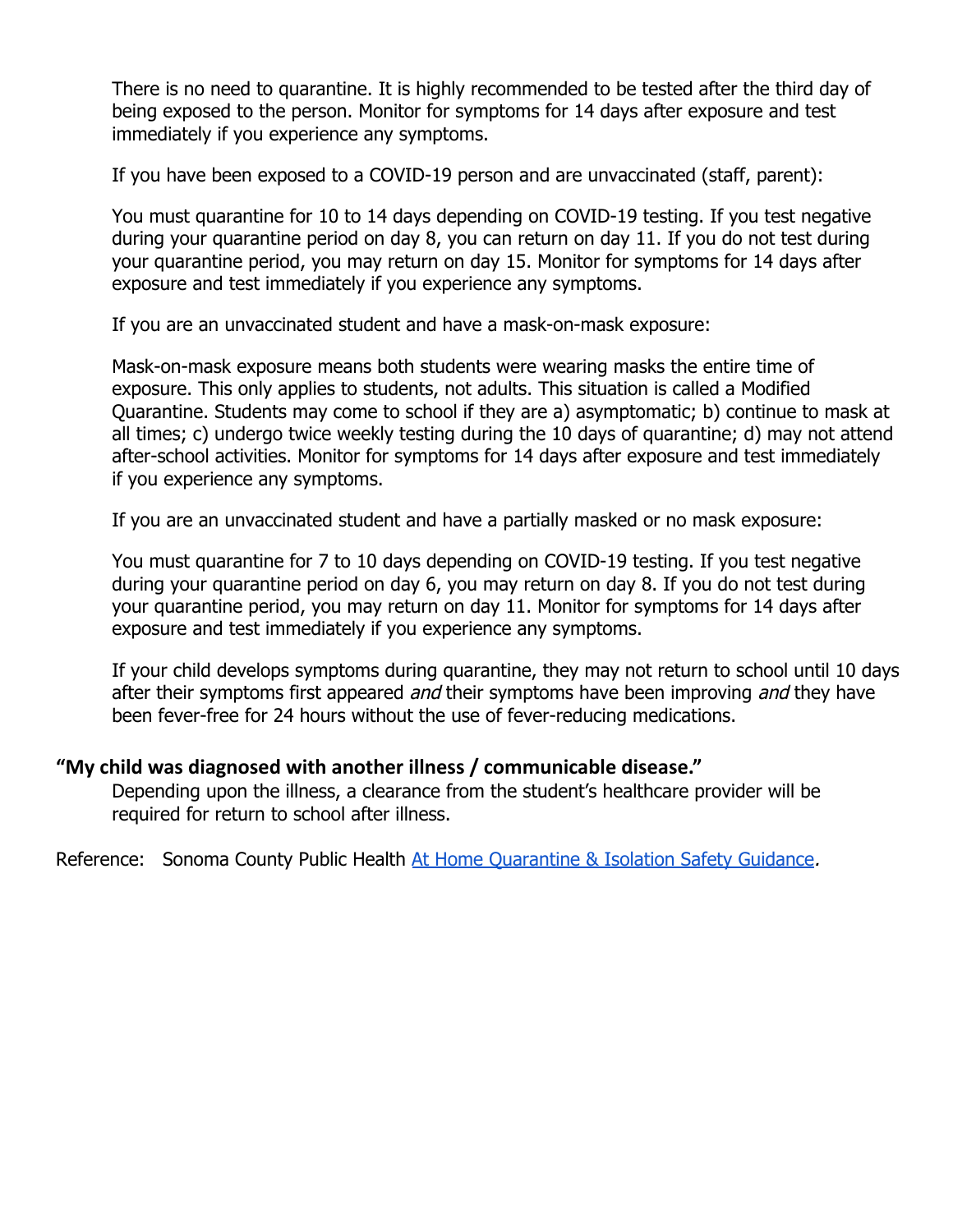There is no need to quarantine. It is highly recommended to be tested after the third day of being exposed to the person. Monitor for symptoms for 14 days after exposure and test immediately if you experience any symptoms.

If you have been exposed to a COVID-19 person and are unvaccinated (staff, parent):

You must quarantine for 10 to 14 days depending on COVID-19 testing. If you test negative during your quarantine period on day 8, you can return on day 11. If you do not test during your quarantine period, you may return on day 15. Monitor for symptoms for 14 days after exposure and test immediately if you experience any symptoms.

If you are an unvaccinated student and have a mask-on-mask exposure:

Mask-on-mask exposure means both students were wearing masks the entire time of exposure. This only applies to students, not adults. This situation is called a Modified Quarantine. Students may come to school if they are a) asymptomatic; b) continue to mask at all times; c) undergo twice weekly testing during the 10 days of quarantine; d) may not attend after-school activities. Monitor for symptoms for 14 days after exposure and test immediately if you experience any symptoms.

If you are an unvaccinated student and have a partially masked or no mask exposure:

You must quarantine for 7 to 10 days depending on COVID-19 testing. If you test negative during your quarantine period on day 6, you may return on day 8. If you do not test during your quarantine period, you may return on day 11. Monitor for symptoms for 14 days after exposure and test immediately if you experience any symptoms.

If your child develops symptoms during quarantine, they may not return to school until 10 days after their symptoms first appeared *and* their symptoms have been improving *and* they have been fever-free for 24 hours without the use of fever-reducing medications.

**"My child was diagnosed with another illness / communicable disease."**

Depending upon the illness, a clearance from the student's healthcare provider will be required for return to school after illness.

Reference: Sonoma County Public Health [At Home Quarantine & Isolation Safety Guidance].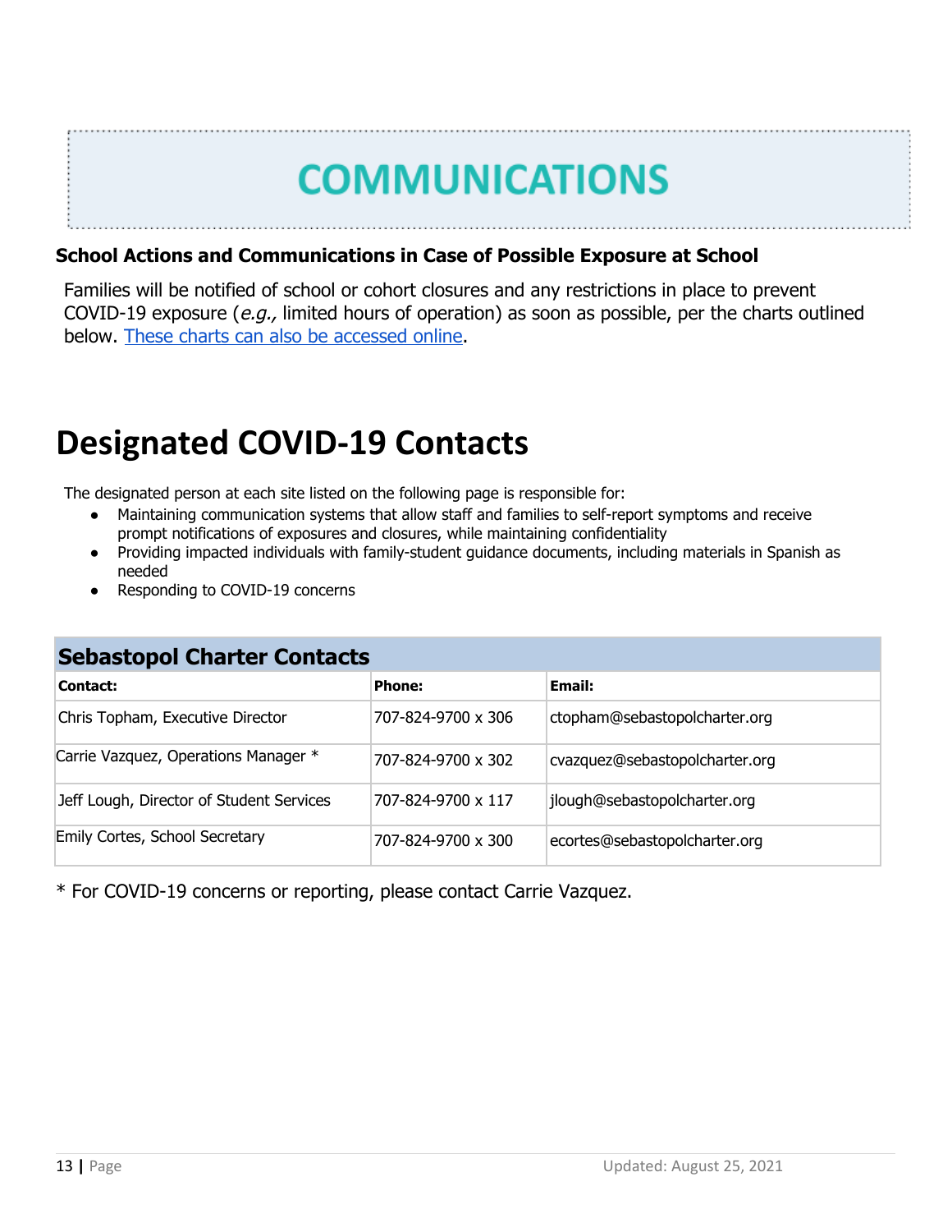# COMMUNICATIONS

**School Actions and Communications in Case of Possible Exposure at School**

Families will be notified of school or cohort closures and any restrictions in place to prevent COVID-19 exposure (*e.g.,* limited hours of operation) as soon as possible, per the charts outlined below. [These charts can also be accessed online](#).

# Designated COVID-19 Contacts

The designated person at each site listed on the following page is responsible for:

- Maintaining communication systems that allow staff and families to self-report symptoms and receive prompt notifications of exposures and closures, while maintaining confidentiality
- Providing impacted individuals with family-student guidance documents, including materials in Spanish as needed
- Responding to COVID-19 concerns

| Sebastopol Charter Contacts | | |
|---|---|---|
| **Contact:** | **Phone:** | **Email:** |
| Chris Topham, Executive Director | 707-824-9700 x 306 | ctopham@sebastopolcharter.org |
| Carrie Vazquez, Operations Manager * | 707-824-9700 x 302 | cvazquez@sebastopolcharter.org |
| Jeff Lough, Director of Student Services | 707-824-9700 x 117 | jlough@sebastopolcharter.org |
| Emily Cortes, School Secretary | 707-824-9700 x 300 | ecortes@sebastopolcharter.org |

* For COVID-19 concerns or reporting, please contact Carrie Vazquez.

Updated: August 25, 2021